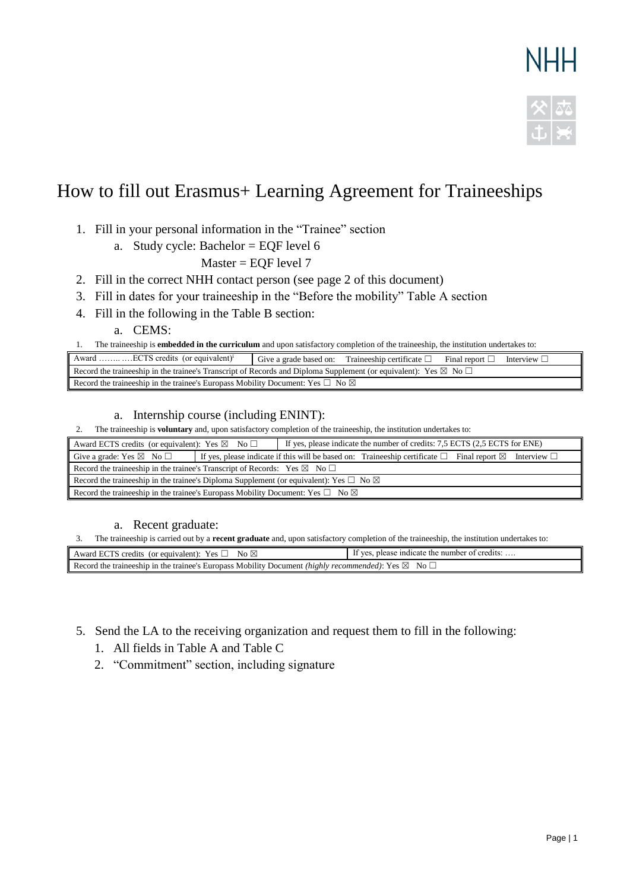NHH

# How to fill out Erasmus+ Learning Agreement for Traineeships

1. Fill in your personal information in the "Trainee" section
   a. Study cycle: Bachelor = EQF level 6
      Master = EQF level 7
2. Fill in the correct NHH contact person (see page 2 of this document)
3. Fill in dates for your traineeship in the "Before the mobility" Table A section
4. Fill in the following in the Table B section:
   a. CEMS:

1. The traineeship is **embedded in the curriculum** and upon satisfactory completion of the traineeship, the institution undertakes to:

| Award …….. ….ECTS credits (or equivalent)[i] | Give a grade based on: Traineeship certificate ☐ Final report ☐ Interview ☐ |
|---|---|
| Record the traineeship in the trainee's Transcript of Records and Diploma Supplement (or equivalent): Yes ☒ No ☐ | |
| Record the traineeship in the trainee's Europass Mobility Document: Yes ☐ No ☒ | |

   a. Internship course (including ENINT):

2. The traineeship is **voluntary** and, upon satisfactory completion of the traineeship, the institution undertakes to:

| Award ECTS credits (or equivalent): Yes ☒ No ☐ | If yes, please indicate the number of credits: 7,5 ECTS (2,5 ECTS for ENE) |
|---|---|
| Give a grade: Yes ☒ No ☐ | If yes, please indicate if this will be based on: Traineeship certificate ☐ Final report ☒ Interview ☐ |
| Record the traineeship in the trainee's Transcript of Records: Yes ☒ No ☐ | |
| Record the traineeship in the trainee's Diploma Supplement (or equivalent): Yes ☐ No ☒ | |
| Record the traineeship in the trainee's Europass Mobility Document: Yes ☐ No ☒ | |

   a. Recent graduate:

3. The traineeship is carried out by a **recent graduate** and, upon satisfactory completion of the traineeship, the institution undertakes to:

| Award ECTS credits (or equivalent): Yes ☐ No ☒ | If yes, please indicate the number of credits: …. |
|---|---|
| Record the traineeship in the trainee's Europass Mobility Document *(highly recommended)*: Yes ☒ No ☐ | |

5. Send the LA to the receiving organization and request them to fill in the following:
   1. All fields in Table A and Table C
   2. "Commitment" section, including signature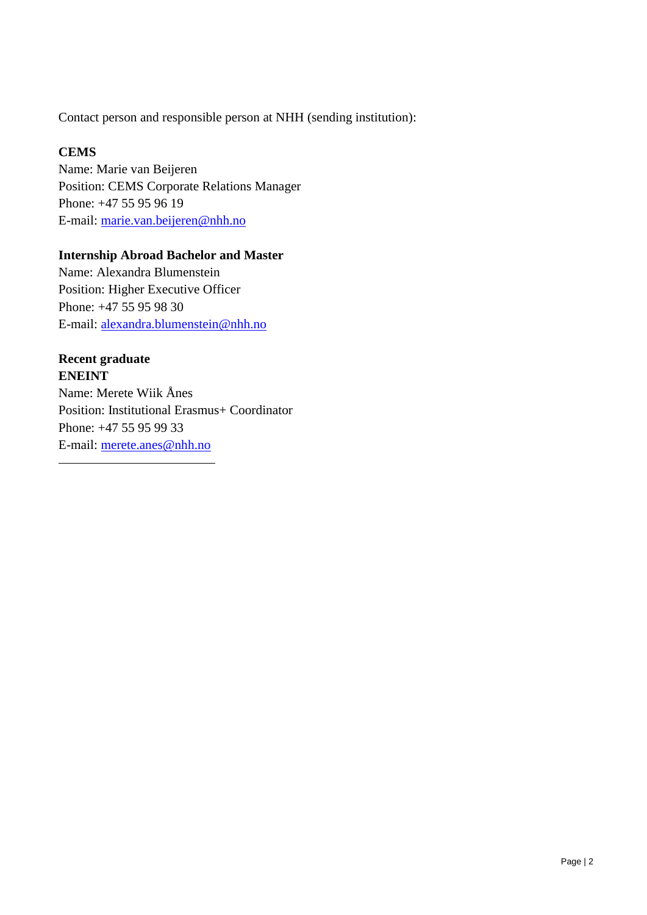Contact person and responsible person at NHH (sending institution):

**CEMS**
Name: Marie van Beijeren
Position: CEMS Corporate Relations Manager
Phone: +47 55 95 96 19
E-mail: marie.van.beijeren@nhh.no

**Internship Abroad Bachelor and Master**
Name: Alexandra Blumenstein
Position: Higher Executive Officer
Phone: +47 55 95 98 30
E-mail: alexandra.blumenstein@nhh.no

**Recent graduate**
**ENEINT**
Name: Merete Wiik Ånes
Position: Institutional Erasmus+ Coordinator
Phone: +47 55 95 99 33
E-mail: merete.anes@nhh.no